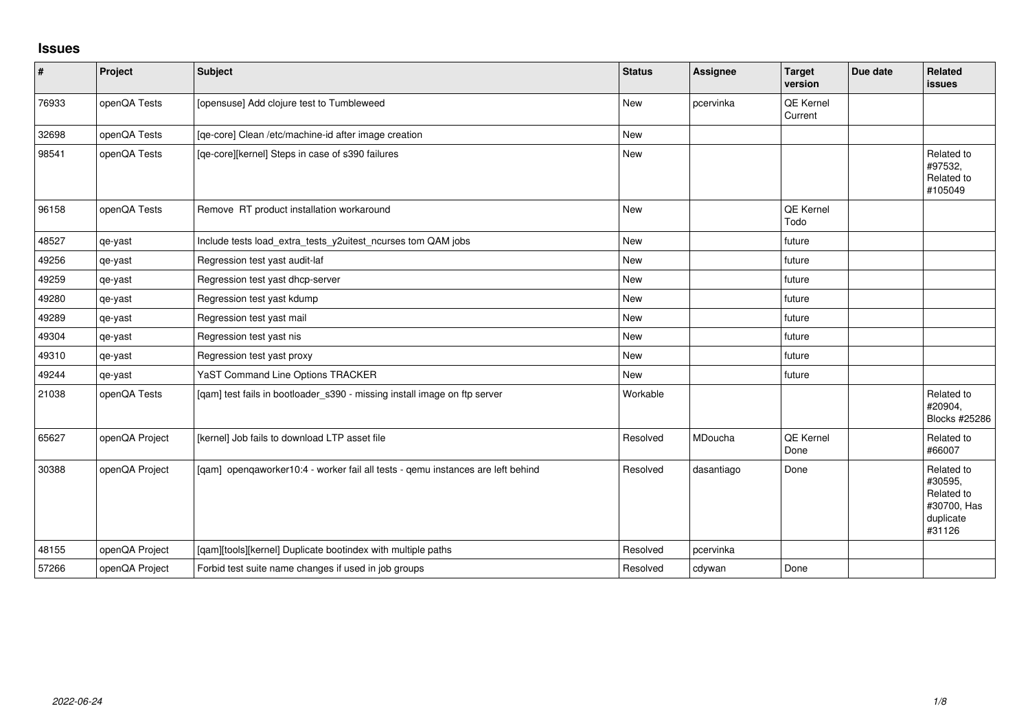## Issues

| # | Project | Subject | Status | Assignee | Target version | Due date | Related issues |
|---|---|---|---|---|---|---|---|
| 76933 | openQA Tests | [opensuse] Add clojure test to Tumbleweed | New | pcervinka | QE Kernel Current | | |
| 32698 | openQA Tests | [qe-core] Clean /etc/machine-id after image creation | New | | | | |
| 98541 | openQA Tests | [qe-core][kernel] Steps in case of s390 failures | New | | | | Related to #97532, Related to #105049 |
| 96158 | openQA Tests | Remove RT product installation workaround | New | | QE Kernel Todo | | |
| 48527 | qe-yast | Include tests load_extra_tests_y2uitest_ncurses tom QAM jobs | New | | future | | |
| 49256 | qe-yast | Regression test yast audit-laf | New | | future | | |
| 49259 | qe-yast | Regression test yast dhcp-server | New | | future | | |
| 49280 | qe-yast | Regression test yast kdump | New | | future | | |
| 49289 | qe-yast | Regression test yast mail | New | | future | | |
| 49304 | qe-yast | Regression test yast nis | New | | future | | |
| 49310 | qe-yast | Regression test yast proxy | New | | future | | |
| 49244 | qe-yast | YaST Command Line Options TRACKER | New | | future | | |
| 21038 | openQA Tests | [qam] test fails in bootloader_s390 - missing install image on ftp server | Workable | | | | Related to #20904, Blocks #25286 |
| 65627 | openQA Project | [kernel] Job fails to download LTP asset file | Resolved | MDoucha | QE Kernel Done | | Related to #66007 |
| 30388 | openQA Project | [qam] openqaworker10:4 - worker fail all tests - qemu instances are left behind | Resolved | dasantiago | Done | | Related to #30595, Related to #30700, Has duplicate #31126 |
| 48155 | openQA Project | [qam][tools][kernel] Duplicate bootindex with multiple paths | Resolved | pcervinka | | | |
| 57266 | openQA Project | Forbid test suite name changes if used in job groups | Resolved | cdywan | Done | | |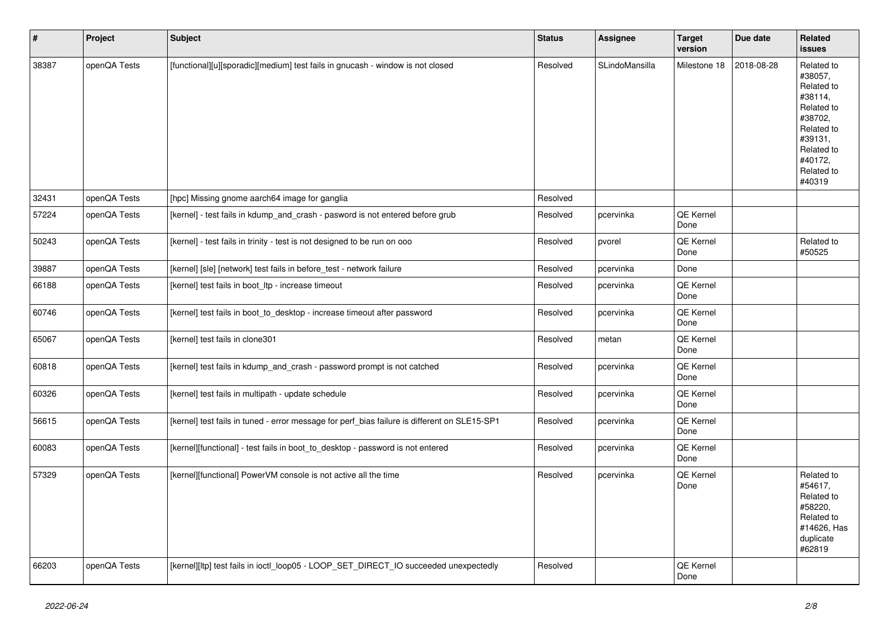| # | Project | Subject | Status | Assignee | Target version | Due date | Related issues |
|---|---|---|---|---|---|---|---|
| 38387 | openQA Tests | [functional][u][sporadic][medium] test fails in gnucash - window is not closed | Resolved | SLindoMansilla | Milestone 18 | 2018-08-28 | Related to #38057, Related to #38114, Related to #38702, Related to #39131, Related to #40172, Related to #40319 |
| 32431 | openQA Tests | [hpc] Missing gnome aarch64 image for ganglia | Resolved | | | | |
| 57224 | openQA Tests | [kernel] - test fails in kdump_and_crash - pasword is not entered before grub | Resolved | pcervinka | QE Kernel Done | | |
| 50243 | openQA Tests | [kernel] - test fails in trinity - test is not designed to be run on ooo | Resolved | pvorel | QE Kernel Done | | Related to #50525 |
| 39887 | openQA Tests | [kernel] [sle] [network] test fails in before_test - network failure | Resolved | pcervinka | Done | | |
| 66188 | openQA Tests | [kernel] test fails in boot_ltp - increase timeout | Resolved | pcervinka | QE Kernel Done | | |
| 60746 | openQA Tests | [kernel] test fails in boot_to_desktop - increase timeout after password | Resolved | pcervinka | QE Kernel Done | | |
| 65067 | openQA Tests | [kernel] test fails in clone301 | Resolved | metan | QE Kernel Done | | |
| 60818 | openQA Tests | [kernel] test fails in kdump_and_crash - password prompt is not catched | Resolved | pcervinka | QE Kernel Done | | |
| 60326 | openQA Tests | [kernel] test fails in multipath - update schedule | Resolved | pcervinka | QE Kernel Done | | |
| 56615 | openQA Tests | [kernel] test fails in tuned - error message for perf_bias failure is different on SLE15-SP1 | Resolved | pcervinka | QE Kernel Done | | |
| 60083 | openQA Tests | [kernel][functional] - test fails in boot_to_desktop - password is not entered | Resolved | pcervinka | QE Kernel Done | | |
| 57329 | openQA Tests | [kernel][functional] PowerVM console is not active all the time | Resolved | pcervinka | QE Kernel Done | | Related to #54617, Related to #58220, Related to #14626, Has duplicate #62819 |
| 66203 | openQA Tests | [kernel][ltp] test fails in ioctl_loop05 - LOOP_SET_DIRECT_IO succeeded unexpectedly | Resolved | | QE Kernel Done | | |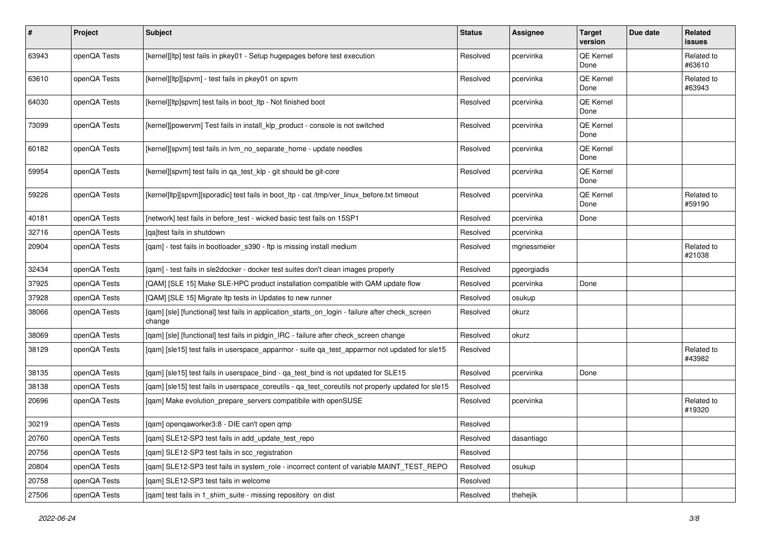| # | Project | Subject | Status | Assignee | Target version | Due date | Related issues |
|---|---|---|---|---|---|---|---|
| 63943 | openQA Tests | [kernel][ltp] test fails in pkey01 - Setup hugepages before test execution | Resolved | pcervinka | QE Kernel Done | | Related to #63610 |
| 63610 | openQA Tests | [kernel][ltp][spvm] - test fails in pkey01 on spvm | Resolved | pcervinka | QE Kernel Done | | Related to #63943 |
| 64030 | openQA Tests | [kernel][ltp]spvm] test fails in boot_ltp - Not finished boot | Resolved | pcervinka | QE Kernel Done | | |
| 73099 | openQA Tests | [kernel][powervm] Test fails in install_klp_product - console is not switched | Resolved | pcervinka | QE Kernel Done | | |
| 60182 | openQA Tests | [kernel][spvm] test fails in lvm_no_separate_home - update needles | Resolved | pcervinka | QE Kernel Done | | |
| 59954 | openQA Tests | [kernel][spvm] test fails in qa_test_klp - git should be git-core | Resolved | pcervinka | QE Kernel Done | | |
| 59226 | openQA Tests | [kernel]ltp][spvm][sporadic] test fails in boot_ltp - cat /tmp/ver_linux_before.txt timeout | Resolved | pcervinka | QE Kernel Done | | Related to #59190 |
| 40181 | openQA Tests | [network] test fails in before_test - wicked basic test fails on 15SP1 | Resolved | pcervinka | Done | | |
| 32716 | openQA Tests | [qa]test fails in shutdown | Resolved | pcervinka | | | |
| 20904 | openQA Tests | [qam] - test fails in bootloader_s390 - ftp is missing install medium | Resolved | mgriessmeier | | | Related to #21038 |
| 32434 | openQA Tests | [qam] - test fails in sle2docker - docker test suites don't clean images properly | Resolved | pgeorgiadis | | | |
| 37925 | openQA Tests | [QAM] [SLE 15] Make SLE-HPC product installation compatible with QAM update flow | Resolved | pcervinka | Done | | |
| 37928 | openQA Tests | [QAM] [SLE 15] Migrate ltp tests in Updates to new runner | Resolved | osukup | | | |
| 38066 | openQA Tests | [qam] [sle] [functional] test fails in application_starts_on_login - failure after check_screen change | Resolved | okurz | | | |
| 38069 | openQA Tests | [qam] [sle] [functional] test fails in pidgin_IRC - failure after check_screen change | Resolved | okurz | | | |
| 38129 | openQA Tests | [qam] [sle15] test fails in userspace_apparmor - suite qa_test_apparmor not updated for sle15 | Resolved | | | | Related to #43982 |
| 38135 | openQA Tests | [qam] [sle15] test fails in userspace_bind - qa_test_bind is not updated for SLE15 | Resolved | pcervinka | Done | | |
| 38138 | openQA Tests | [qam] [sle15] test fails in userspace_coreutils - qa_test_coreutils not properly updated for sle15 | Resolved | | | | |
| 20696 | openQA Tests | [qam] Make evolution_prepare_servers compatibile with openSUSE | Resolved | pcervinka | | | Related to #19320 |
| 30219 | openQA Tests | [qam] openqaworker3:8 - DIE can't open qmp | Resolved | | | | |
| 20760 | openQA Tests | [qam] SLE12-SP3 test fails in add_update_test_repo | Resolved | dasantiago | | | |
| 20756 | openQA Tests | [qam] SLE12-SP3 test fails in scc_registration | Resolved | | | | |
| 20804 | openQA Tests | [qam] SLE12-SP3 test fails in system_role - incorrect content of variable MAINT_TEST_REPO | Resolved | osukup | | | |
| 20758 | openQA Tests | [qam] SLE12-SP3 test fails in welcome | Resolved | | | | |
| 27506 | openQA Tests | [qam] test fails in 1_shim_suite - missing repository on dist | Resolved | thehejik | | | |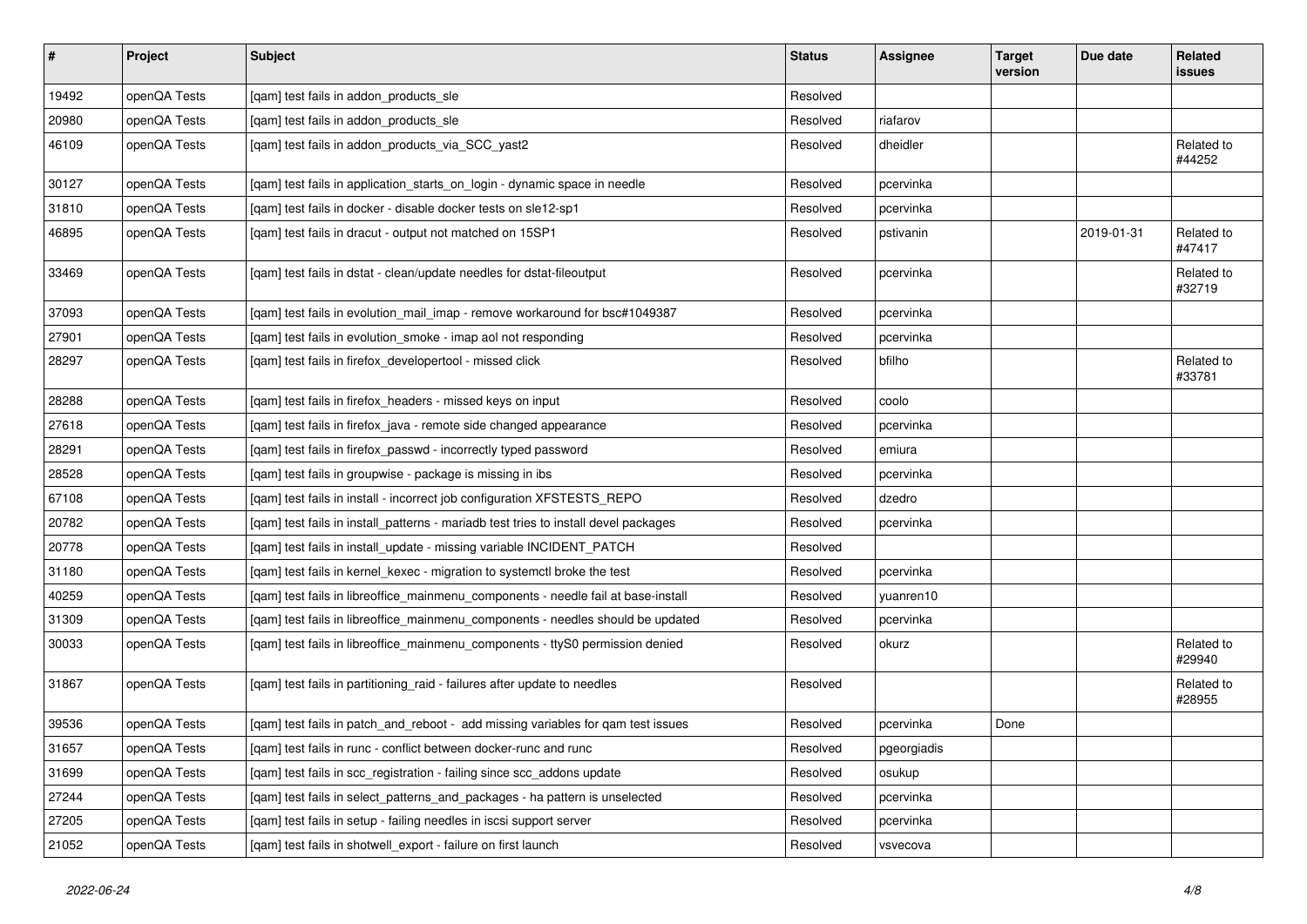| # | Project | Subject | Status | Assignee | Target version | Due date | Related issues |
|---|---|---|---|---|---|---|---|
| 19492 | openQA Tests | [qam] test fails in addon_products_sle | Resolved | | | | |
| 20980 | openQA Tests | [qam] test fails in addon_products_sle | Resolved | riafarov | | | |
| 46109 | openQA Tests | [qam] test fails in addon_products_via_SCC_yast2 | Resolved | dheidler | | | Related to #44252 |
| 30127 | openQA Tests | [qam] test fails in application_starts_on_login - dynamic space in needle | Resolved | pcervinka | | | |
| 31810 | openQA Tests | [qam] test fails in docker - disable docker tests on sle12-sp1 | Resolved | pcervinka | | | |
| 46895 | openQA Tests | [qam] test fails in dracut - output not matched on 15SP1 | Resolved | pstivanin | | 2019-01-31 | Related to #47417 |
| 33469 | openQA Tests | [qam] test fails in dstat - clean/update needles for dstat-fileoutput | Resolved | pcervinka | | | Related to #32719 |
| 37093 | openQA Tests | [qam] test fails in evolution_mail_imap - remove workaround for bsc#1049387 | Resolved | pcervinka | | | |
| 27901 | openQA Tests | [qam] test fails in evolution_smoke - imap aol not responding | Resolved | pcervinka | | | |
| 28297 | openQA Tests | [qam] test fails in firefox_developertool - missed click | Resolved | bfilho | | | Related to #33781 |
| 28288 | openQA Tests | [qam] test fails in firefox_headers - missed keys on input | Resolved | coolo | | | |
| 27618 | openQA Tests | [qam] test fails in firefox_java - remote side changed appearance | Resolved | pcervinka | | | |
| 28291 | openQA Tests | [qam] test fails in firefox_passwd - incorrectly typed password | Resolved | emiura | | | |
| 28528 | openQA Tests | [qam] test fails in groupwise - package is missing in ibs | Resolved | pcervinka | | | |
| 67108 | openQA Tests | [qam] test fails in install - incorrect job configuration XFSTESTS_REPO | Resolved | dzedro | | | |
| 20782 | openQA Tests | [qam] test fails in install_patterns - mariadb test tries to install devel packages | Resolved | pcervinka | | | |
| 20778 | openQA Tests | [qam] test fails in install_update - missing variable INCIDENT_PATCH | Resolved | | | | |
| 31180 | openQA Tests | [qam] test fails in kernel_kexec - migration to systemctl broke the test | Resolved | pcervinka | | | |
| 40259 | openQA Tests | [qam] test fails in libreoffice_mainmenu_components - needle fail at base-install | Resolved | yuanren10 | | | |
| 31309 | openQA Tests | [qam] test fails in libreoffice_mainmenu_components - needles should be updated | Resolved | pcervinka | | | |
| 30033 | openQA Tests | [qam] test fails in libreoffice_mainmenu_components - ttyS0 permission denied | Resolved | okurz | | | Related to #29940 |
| 31867 | openQA Tests | [qam] test fails in partitioning_raid - failures after update to needles | Resolved | | | | Related to #28955 |
| 39536 | openQA Tests | [qam] test fails in patch_and_reboot - add missing variables for qam test issues | Resolved | pcervinka | Done | | |
| 31657 | openQA Tests | [qam] test fails in runc - conflict between docker-runc and runc | Resolved | pgeorgiadis | | | |
| 31699 | openQA Tests | [qam] test fails in scc_registration - failing since scc_addons update | Resolved | osukup | | | |
| 27244 | openQA Tests | [qam] test fails in select_patterns_and_packages - ha pattern is unselected | Resolved | pcervinka | | | |
| 27205 | openQA Tests | [qam] test fails in setup - failing needles in iscsi support server | Resolved | pcervinka | | | |
| 21052 | openQA Tests | [qam] test fails in shotwell_export - failure on first launch | Resolved | vsvecova | | | |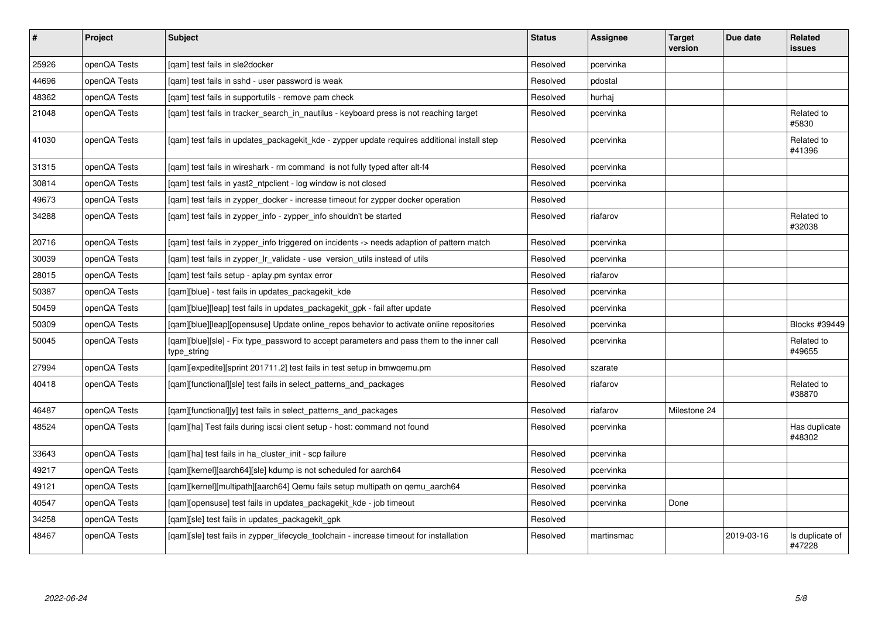| # | Project | Subject | Status | Assignee | Target version | Due date | Related issues |
|---|---|---|---|---|---|---|---|
| 25926 | openQA Tests | [qam] test fails in sle2docker | Resolved | pcervinka | | | |
| 44696 | openQA Tests | [qam] test fails in sshd - user password is weak | Resolved | pdostal | | | |
| 48362 | openQA Tests | [qam] test fails in supportutils - remove pam check | Resolved | hurhaj | | | |
| 21048 | openQA Tests | [qam] test fails in tracker_search_in_nautilus - keyboard press is not reaching target | Resolved | pcervinka | | | Related to #5830 |
| 41030 | openQA Tests | [qam] test fails in updates_packagekit_kde - zypper update requires additional install step | Resolved | pcervinka | | | Related to #41396 |
| 31315 | openQA Tests | [qam] test fails in wireshark - rm command is not fully typed after alt-f4 | Resolved | pcervinka | | | |
| 30814 | openQA Tests | [qam] test fails in yast2_ntpclient - log window is not closed | Resolved | pcervinka | | | |
| 49673 | openQA Tests | [qam] test fails in zypper_docker - increase timeout for zypper docker operation | Resolved | | | | |
| 34288 | openQA Tests | [qam] test fails in zypper_info - zypper_info shouldn't be started | Resolved | riafarov | | | Related to #32038 |
| 20716 | openQA Tests | [qam] test fails in zypper_info triggered on incidents -> needs adaption of pattern match | Resolved | pcervinka | | | |
| 30039 | openQA Tests | [qam] test fails in zypper_lr_validate - use version_utils instead of utils | Resolved | pcervinka | | | |
| 28015 | openQA Tests | [qam] test fails setup - aplay.pm syntax error | Resolved | riafarov | | | |
| 50387 | openQA Tests | [qam][blue] - test fails in updates_packagekit_kde | Resolved | pcervinka | | | |
| 50459 | openQA Tests | [qam][blue][leap] test fails in updates_packagekit_gpk - fail after update | Resolved | pcervinka | | | |
| 50309 | openQA Tests | [qam][blue][leap][opensuse] Update online_repos behavior to activate online repositories | Resolved | pcervinka | | | Blocks #39449 |
| 50045 | openQA Tests | [qam][blue][sle] - Fix type_password to accept parameters and pass them to the inner call type_string | Resolved | pcervinka | | | Related to #49655 |
| 27994 | openQA Tests | [qam][expedite][sprint 201711.2] test fails in test setup in bmwqemu.pm | Resolved | szarate | | | |
| 40418 | openQA Tests | [qam][functional][sle] test fails in select_patterns_and_packages | Resolved | riafarov | | | Related to #38870 |
| 46487 | openQA Tests | [qam][functional][y] test fails in select_patterns_and_packages | Resolved | riafarov | Milestone 24 | | |
| 48524 | openQA Tests | [qam][ha] Test fails during iscsi client setup - host: command not found | Resolved | pcervinka | | | Has duplicate #48302 |
| 33643 | openQA Tests | [qam][ha] test fails in ha_cluster_init - scp failure | Resolved | pcervinka | | | |
| 49217 | openQA Tests | [qam][kernel][aarch64][sle] kdump is not scheduled for aarch64 | Resolved | pcervinka | | | |
| 49121 | openQA Tests | [qam][kernel][multipath][aarch64] Qemu fails setup multipath on qemu_aarch64 | Resolved | pcervinka | | | |
| 40547 | openQA Tests | [qam][opensuse] test fails in updates_packagekit_kde - job timeout | Resolved | pcervinka | Done | | |
| 34258 | openQA Tests | [qam][sle] test fails in updates_packagekit_gpk | Resolved | | | | |
| 48467 | openQA Tests | [qam][sle] test fails in zypper_lifecycle_toolchain - increase timeout for installation | Resolved | martinsmac | | 2019-03-16 | Is duplicate of #47228 |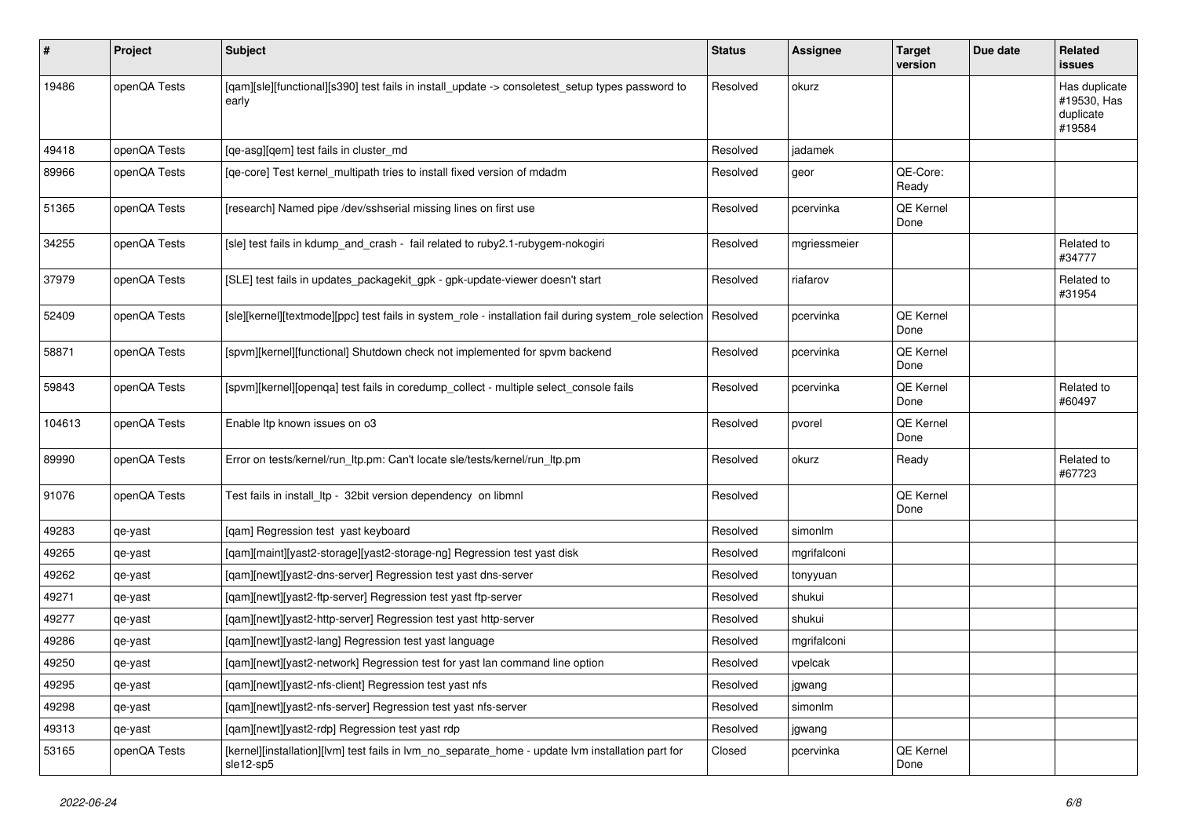| # | Project | Subject | Status | Assignee | Target version | Due date | Related issues |
|---|---|---|---|---|---|---|---|
| 19486 | openQA Tests | [qam][sle][functional][s390] test fails in install_update -> consoletest_setup types password to early | Resolved | okurz | | | Has duplicate #19530, Has duplicate #19584 |
| 49418 | openQA Tests | [qe-asg][qem] test fails in cluster_md | Resolved | jadamek | | | |
| 89966 | openQA Tests | [qe-core] Test kernel_multipath tries to install fixed version of mdadm | Resolved | geor | QE-Core: Ready | | |
| 51365 | openQA Tests | [research] Named pipe /dev/sshserial missing lines on first use | Resolved | pcervinka | QE Kernel Done | | |
| 34255 | openQA Tests | [sle] test fails in kdump_and_crash - fail related to ruby2.1-rubygem-nokogiri | Resolved | mgriessmeier | | | Related to #34777 |
| 37979 | openQA Tests | [SLE] test fails in updates_packagekit_gpk - gpk-update-viewer doesn't start | Resolved | riafarov | | | Related to #31954 |
| 52409 | openQA Tests | [sle][kernel][textmode][ppc] test fails in system_role - installation fail during system_role selection | Resolved | pcervinka | QE Kernel Done | | |
| 58871 | openQA Tests | [spvm][kernel][functional] Shutdown check not implemented for spvm backend | Resolved | pcervinka | QE Kernel Done | | |
| 59843 | openQA Tests | [spvm][kernel][openqa] test fails in coredump_collect - multiple select_console fails | Resolved | pcervinka | QE Kernel Done | | Related to #60497 |
| 104613 | openQA Tests | Enable ltp known issues on o3 | Resolved | pvorel | QE Kernel Done | | |
| 89990 | openQA Tests | Error on tests/kernel/run_ltp.pm: Can't locate sle/tests/kernel/run_ltp.pm | Resolved | okurz | Ready | | Related to #67723 |
| 91076 | openQA Tests | Test fails in install_ltp - 32bit version dependency on libmnl | Resolved | | QE Kernel Done | | |
| 49283 | qe-yast | [qam] Regression test yast keyboard | Resolved | simonlm | | | |
| 49265 | qe-yast | [qam][maint][yast2-storage][yast2-storage-ng] Regression test yast disk | Resolved | mgrifalconi | | | |
| 49262 | qe-yast | [qam][newt][yast2-dns-server] Regression test yast dns-server | Resolved | tonyyuan | | | |
| 49271 | qe-yast | [qam][newt][yast2-ftp-server] Regression test yast ftp-server | Resolved | shukui | | | |
| 49277 | qe-yast | [qam][newt][yast2-http-server] Regression test yast http-server | Resolved | shukui | | | |
| 49286 | qe-yast | [qam][newt][yast2-lang] Regression test yast language | Resolved | mgrifalconi | | | |
| 49250 | qe-yast | [qam][newt][yast2-network] Regression test for yast lan command line option | Resolved | vpelcak | | | |
| 49295 | qe-yast | [qam][newt][yast2-nfs-client] Regression test yast nfs | Resolved | jgwang | | | |
| 49298 | qe-yast | [qam][newt][yast2-nfs-server] Regression test yast nfs-server | Resolved | simonlm | | | |
| 49313 | qe-yast | [qam][newt][yast2-rdp] Regression test yast rdp | Resolved | jgwang | | | |
| 53165 | openQA Tests | [kernel][installation][lvm] test fails in lvm_no_separate_home - update lvm installation part for sle12-sp5 | Closed | pcervinka | QE Kernel Done | | |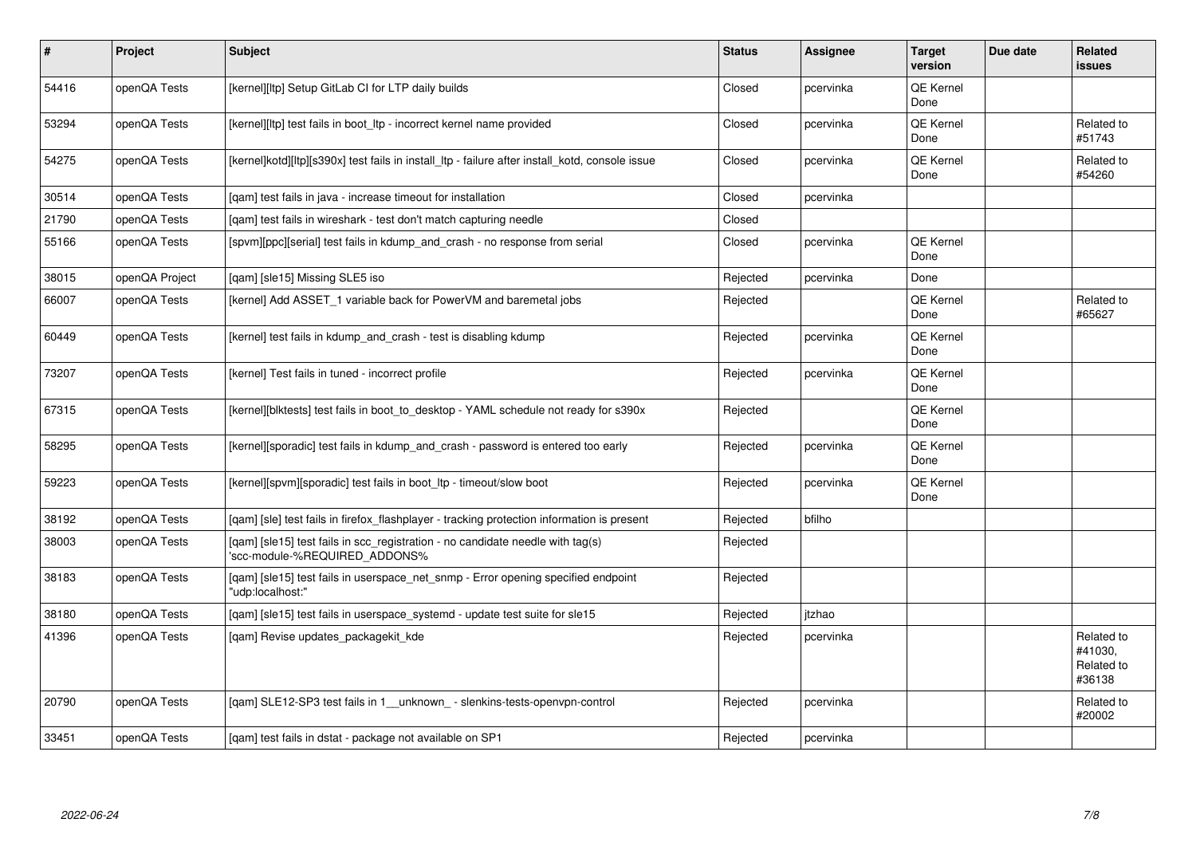| # | Project | Subject | Status | Assignee | Target version | Due date | Related issues |
|---|---|---|---|---|---|---|---|
| 54416 | openQA Tests | [kernel][ltp] Setup GitLab CI for LTP daily builds | Closed | pcervinka | QE Kernel Done | | |
| 53294 | openQA Tests | [kernel][ltp] test fails in boot_ltp - incorrect kernel name provided | Closed | pcervinka | QE Kernel Done | | Related to #51743 |
| 54275 | openQA Tests | [kernel]kotd][ltp][s390x] test fails in install_ltp - failure after install_kotd, console issue | Closed | pcervinka | QE Kernel Done | | Related to #54260 |
| 30514 | openQA Tests | [qam] test fails in java - increase timeout for installation | Closed | pcervinka | | | |
| 21790 | openQA Tests | [qam] test fails in wireshark - test don't match capturing needle | Closed | | | | |
| 55166 | openQA Tests | [spvm][ppc][serial] test fails in kdump_and_crash - no response from serial | Closed | pcervinka | QE Kernel Done | | |
| 38015 | openQA Project | [qam] [sle15] Missing SLE5 iso | Rejected | pcervinka | Done | | |
| 66007 | openQA Tests | [kernel] Add ASSET_1 variable back for PowerVM and baremetal jobs | Rejected | | QE Kernel Done | | Related to #65627 |
| 60449 | openQA Tests | [kernel] test fails in kdump_and_crash - test is disabling kdump | Rejected | pcervinka | QE Kernel Done | | |
| 73207 | openQA Tests | [kernel] Test fails in tuned - incorrect profile | Rejected | pcervinka | QE Kernel Done | | |
| 67315 | openQA Tests | [kernel][blktests] test fails in boot_to_desktop - YAML schedule not ready for s390x | Rejected | | QE Kernel Done | | |
| 58295 | openQA Tests | [kernel][sporadic] test fails in kdump_and_crash - password is entered too early | Rejected | pcervinka | QE Kernel Done | | |
| 59223 | openQA Tests | [kernel][spvm][sporadic] test fails in boot_ltp - timeout/slow boot | Rejected | pcervinka | QE Kernel Done | | |
| 38192 | openQA Tests | [qam] [sle] test fails in firefox_flashplayer - tracking protection information is present | Rejected | bfilho | | | |
| 38003 | openQA Tests | [qam] [sle15] test fails in scc_registration - no candidate needle with tag(s) 'scc-module-%REQUIRED_ADDONS% | Rejected | | | | |
| 38183 | openQA Tests | [qam] [sle15] test fails in userspace_net_snmp - Error opening specified endpoint "udp:localhost:" | Rejected | | | | |
| 38180 | openQA Tests | [qam] [sle15] test fails in userspace_systemd - update test suite for sle15 | Rejected | jtzhao | | | |
| 41396 | openQA Tests | [qam] Revise updates_packagekit_kde | Rejected | pcervinka | | | Related to #41030, Related to #36138 |
| 20790 | openQA Tests | [qam] SLE12-SP3 test fails in 1__unknown_ - slenkins-tests-openvpn-control | Rejected | pcervinka | | | Related to #20002 |
| 33451 | openQA Tests | [qam] test fails in dstat - package not available on SP1 | Rejected | pcervinka | | | |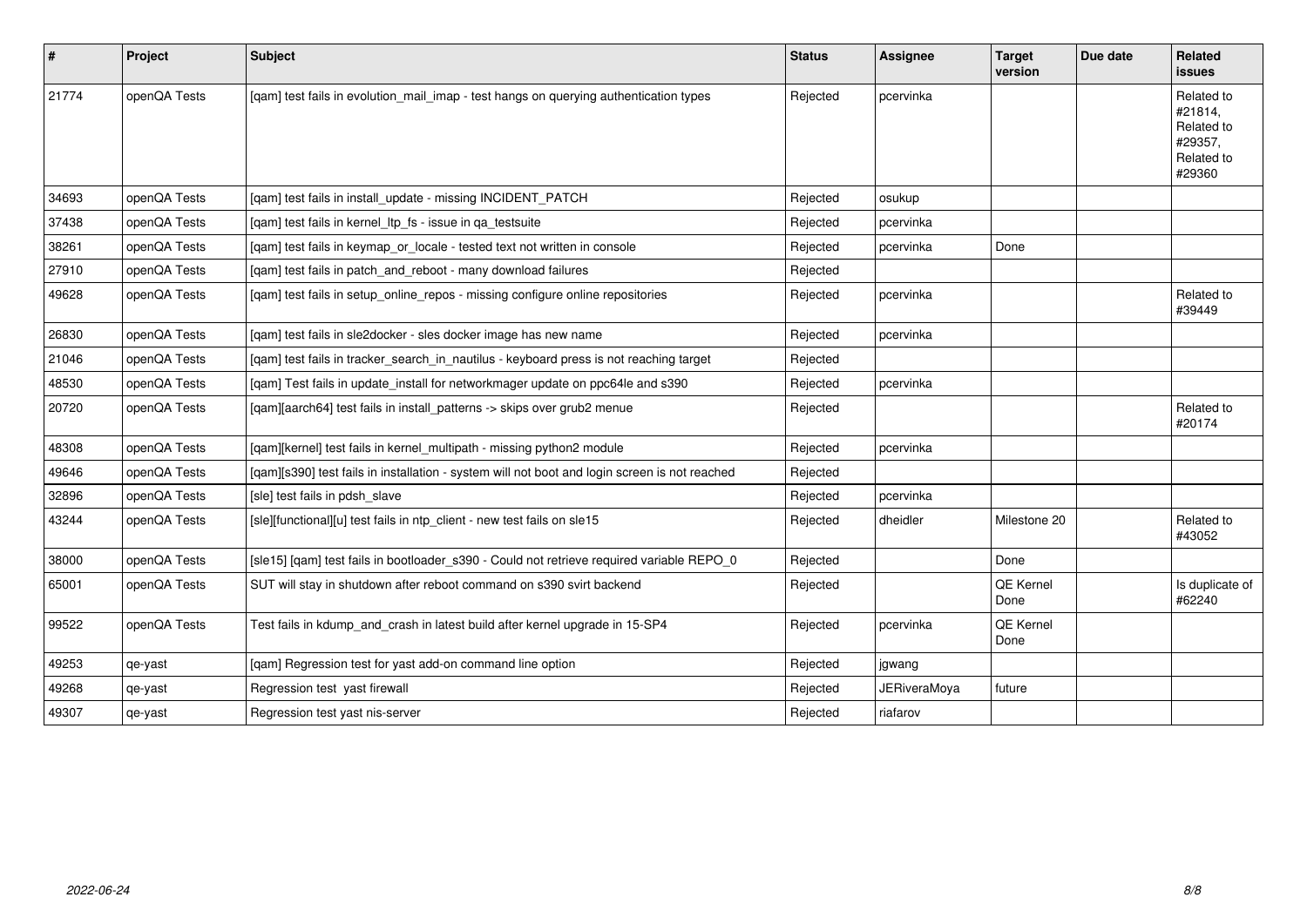| # | Project | Subject | Status | Assignee | Target version | Due date | Related issues |
|---|---|---|---|---|---|---|---|
| 21774 | openQA Tests | [qam] test fails in evolution_mail_imap - test hangs on querying authentication types | Rejected | pcervinka | | | Related to #21814, Related to #29357, Related to #29360 |
| 34693 | openQA Tests | [qam] test fails in install_update - missing INCIDENT_PATCH | Rejected | osukup | | | |
| 37438 | openQA Tests | [qam] test fails in kernel_ltp_fs - issue in qa_testsuite | Rejected | pcervinka | | | |
| 38261 | openQA Tests | [qam] test fails in keymap_or_locale - tested text not written in console | Rejected | pcervinka | Done | | |
| 27910 | openQA Tests | [qam] test fails in patch_and_reboot - many download failures | Rejected | | | | |
| 49628 | openQA Tests | [qam] test fails in setup_online_repos - missing configure online repositories | Rejected | pcervinka | | | Related to #39449 |
| 26830 | openQA Tests | [qam] test fails in sle2docker - sles docker image has new name | Rejected | pcervinka | | | |
| 21046 | openQA Tests | [qam] test fails in tracker_search_in_nautilus - keyboard press is not reaching target | Rejected | | | | |
| 48530 | openQA Tests | [qam] Test fails in update_install for networkmager update on ppc64le and s390 | Rejected | pcervinka | | | |
| 20720 | openQA Tests | [qam][aarch64] test fails in install_patterns -> skips over grub2 menue | Rejected | | | | Related to #20174 |
| 48308 | openQA Tests | [qam][kernel] test fails in kernel_multipath - missing python2 module | Rejected | pcervinka | | | |
| 49646 | openQA Tests | [qam][s390] test fails in installation - system will not boot and login screen is not reached | Rejected | | | | |
| 32896 | openQA Tests | [sle] test fails in pdsh_slave | Rejected | pcervinka | | | |
| 43244 | openQA Tests | [sle][functional][u] test fails in ntp_client - new test fails on sle15 | Rejected | dheidler | Milestone 20 | | Related to #43052 |
| 38000 | openQA Tests | [sle15] [qam] test fails in bootloader_s390 - Could not retrieve required variable REPO_0 | Rejected | | Done | | |
| 65001 | openQA Tests | SUT will stay in shutdown after reboot command on s390 svirt backend | Rejected | | QE Kernel Done | | Is duplicate of #62240 |
| 99522 | openQA Tests | Test fails in kdump_and_crash in latest build after kernel upgrade in 15-SP4 | Rejected | pcervinka | QE Kernel Done | | |
| 49253 | qe-yast | [qam] Regression test for yast add-on command line option | Rejected | jgwang | | | |
| 49268 | qe-yast | Regression test yast firewall | Rejected | JERiveraMoya | future | | |
| 49307 | qe-yast | Regression test yast nis-server | Rejected | riafarov | | | |